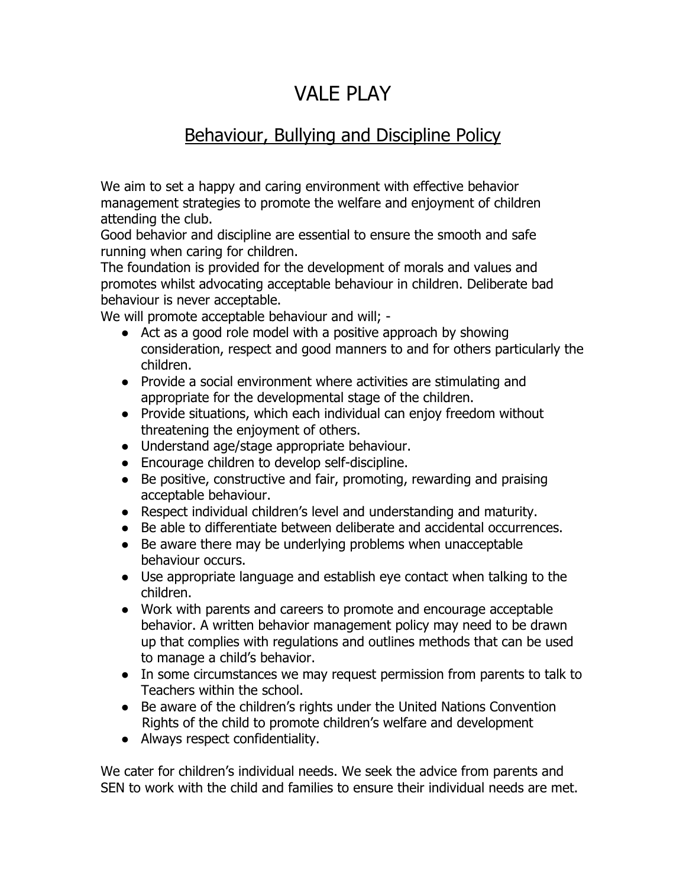# VALE PLAY

## Behaviour, Bullying and Discipline Policy

We aim to set a happy and caring environment with effective behavior management strategies to promote the welfare and enjoyment of children attending the club.
Good behavior and discipline are essential to ensure the smooth and safe running when caring for children.
The foundation is provided for the development of morals and values and promotes whilst advocating acceptable behaviour in children. Deliberate bad behaviour is never acceptable.
We will promote acceptable behaviour and will; -

- Act as a good role model with a positive approach by showing consideration, respect and good manners to and for others particularly the children.
- Provide a social environment where activities are stimulating and appropriate for the developmental stage of the children.
- Provide situations, which each individual can enjoy freedom without threatening the enjoyment of others.
- Understand age/stage appropriate behaviour.
- Encourage children to develop self-discipline.
- Be positive, constructive and fair, promoting, rewarding and praising acceptable behaviour.
- Respect individual children's level and understanding and maturity.
- Be able to differentiate between deliberate and accidental occurrences.
- Be aware there may be underlying problems when unacceptable behaviour occurs.
- Use appropriate language and establish eye contact when talking to the children.
- Work with parents and careers to promote and encourage acceptable behavior. A written behavior management policy may need to be drawn up that complies with regulations and outlines methods that can be used to manage a child's behavior.
- In some circumstances we may request permission from parents to talk to Teachers within the school.
- Be aware of the children's rights under the United Nations Convention Rights of the child to promote children's welfare and development
- Always respect confidentiality.

We cater for children's individual needs. We seek the advice from parents and SEN to work with the child and families to ensure their individual needs are met.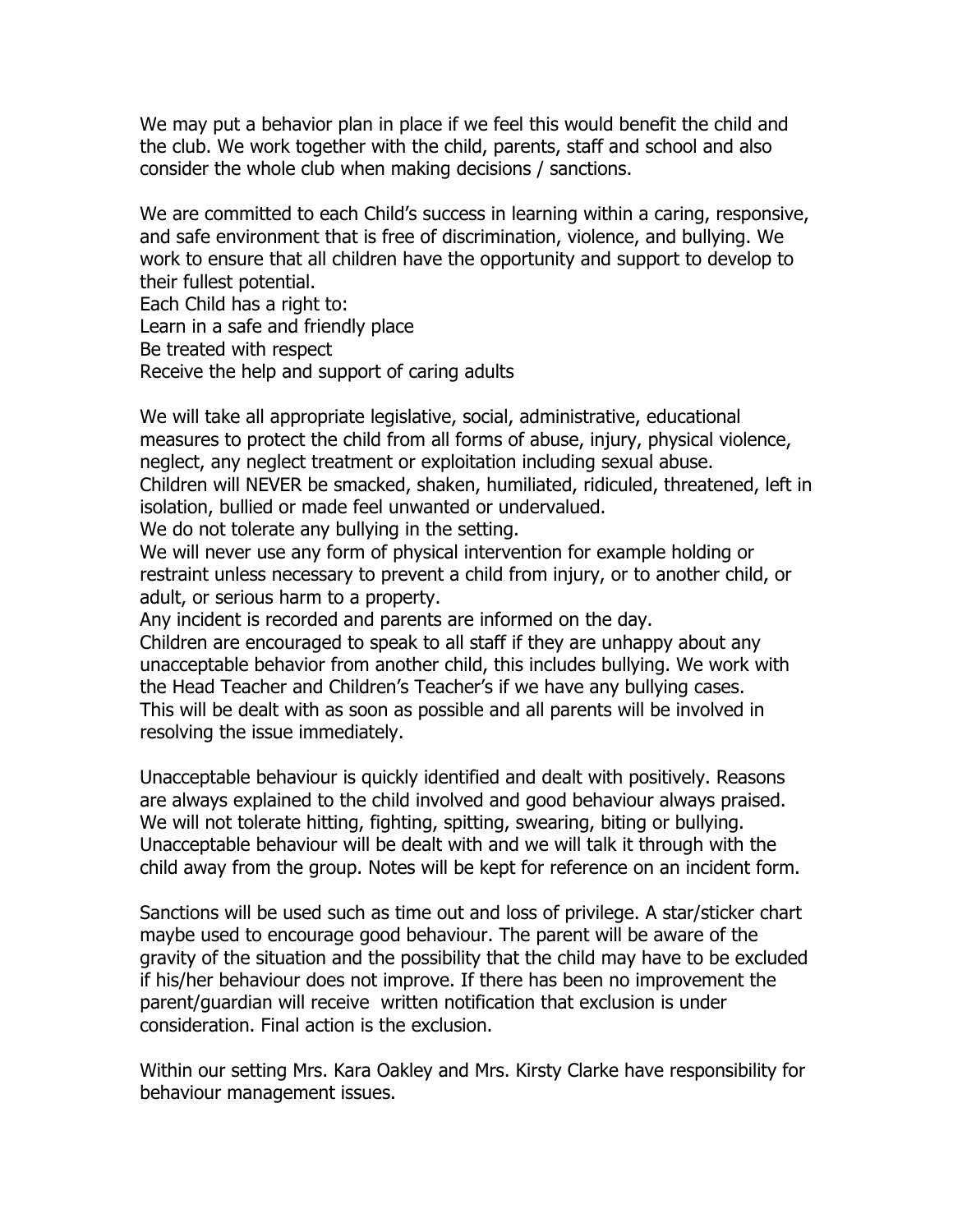We may put a behavior plan in place if we feel this would benefit the child and the club. We work together with the child, parents, staff and school and also consider the whole club when making decisions / sanctions.

We are committed to each Child's success in learning within a caring, responsive, and safe environment that is free of discrimination, violence, and bullying. We work to ensure that all children have the opportunity and support to develop to their fullest potential.
Each Child has a right to:
Learn in a safe and friendly place
Be treated with respect
Receive the help and support of caring adults

We will take all appropriate legislative, social, administrative, educational measures to protect the child from all forms of abuse, injury, physical violence, neglect, any neglect treatment or exploitation including sexual abuse.
Children will NEVER be smacked, shaken, humiliated, ridiculed, threatened, left in isolation, bullied or made feel unwanted or undervalued.
We do not tolerate any bullying in the setting.
We will never use any form of physical intervention for example holding or restraint unless necessary to prevent a child from injury, or to another child, or adult, or serious harm to a property.
Any incident is recorded and parents are informed on the day.
Children are encouraged to speak to all staff if they are unhappy about any unacceptable behavior from another child, this includes bullying. We work with the Head Teacher and Children's Teacher's if we have any bullying cases.
This will be dealt with as soon as possible and all parents will be involved in resolving the issue immediately.

Unacceptable behaviour is quickly identified and dealt with positively. Reasons are always explained to the child involved and good behaviour always praised. We will not tolerate hitting, fighting, spitting, swearing, biting or bullying. Unacceptable behaviour will be dealt with and we will talk it through with the child away from the group. Notes will be kept for reference on an incident form.

Sanctions will be used such as time out and loss of privilege. A star/sticker chart maybe used to encourage good behaviour. The parent will be aware of the gravity of the situation and the possibility that the child may have to be excluded if his/her behaviour does not improve. If there has been no improvement the parent/guardian will receive written notification that exclusion is under consideration. Final action is the exclusion.

Within our setting Mrs. Kara Oakley and Mrs. Kirsty Clarke have responsibility for behaviour management issues.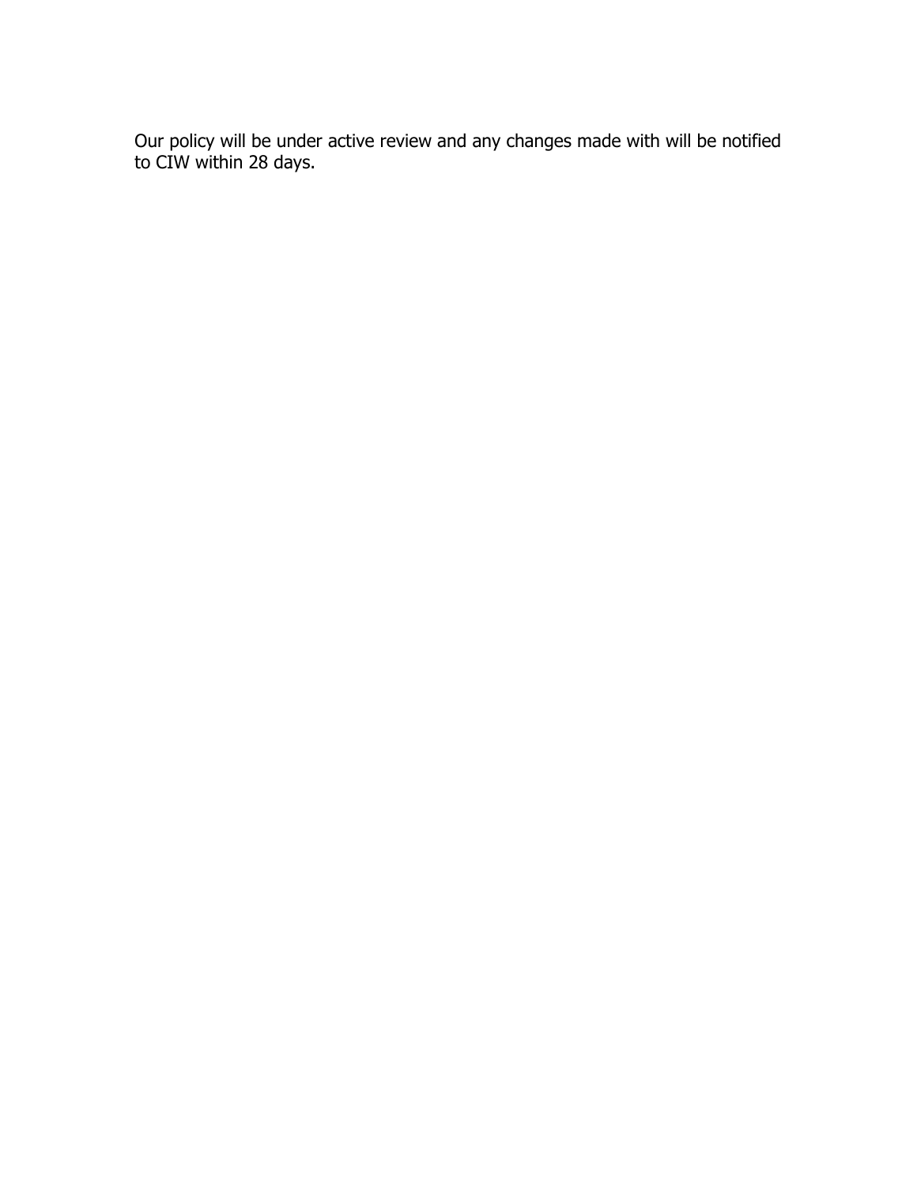Our policy will be under active review and any changes made with will be notified to CIW within 28 days.